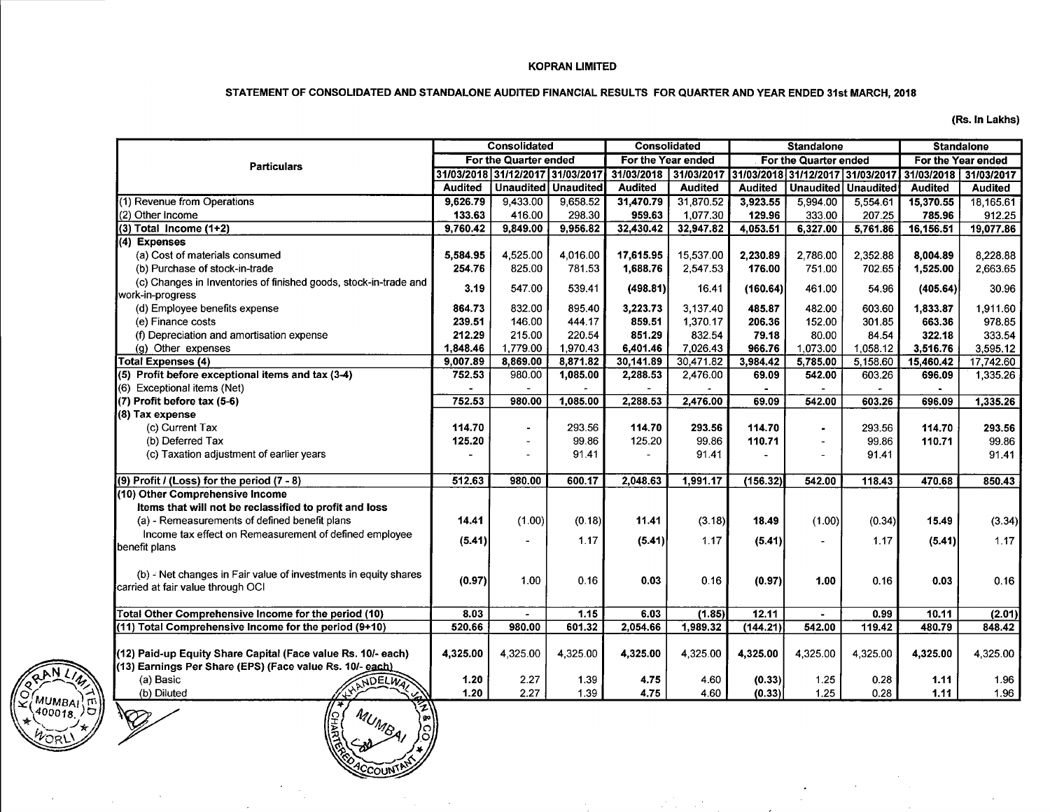**KOPRAN LIMITED**

**STATEMENT OF CONSOLIDATED AND STANDALONE AUDITED FINANCIAL RESULTS FOR QUARTER AND YEAR ENDED 31st MARCH, 2018**

**(Rs. In Lakhs)**

| Particulars | Consolidated | | | Consolidated | | Standalone | | | Standalone | |
|---|---|---|---|---|---|---|---|---|---|---|
| | For the Quarter ended | | | For the Year ended | | For the Quarter ended | | | For the Year ended | |
| | 31/03/2018 | 31/12/2017 | 31/03/2017 | 31/03/2018 | 31/03/2017 | 31/03/2018 | 31/12/2017 | 31/03/2017 | 31/03/2018 | 31/03/2017 |
| | Audited | Unaudited | Unaudited | Audited | Audited | Audited | Unaudited | Unaudited | Audited | Audited |
| (1) Revenue from Operations | 9,626.79 | 9,433.00 | 9,658.52 | 31,470.79 | 31,870.52 | 3,923.55 | 5,994.00 | 5,554.61 | 15,370.55 | 18,165.61 |
| (2) Other Income | 133.63 | 416.00 | 298.30 | 959.63 | 1,077.30 | 129.96 | 333.00 | 207.25 | 785.96 | 912.25 |
| (3) Total Income (1+2) | 9,760.42 | 9,849.00 | 9,956.82 | 32,430.42 | 32,947.82 | 4,053.51 | 6,327.00 | 5,761.86 | 16,156.51 | 19,077.86 |
| **(4) Expenses** | | | | | | | | | | |
| (a) Cost of materials consumed | 5,584.95 | 4,525.00 | 4,016.00 | 17,615.95 | 15,537.00 | 2,230.89 | 2,786.00 | 2,352.88 | 8,004.89 | 8,228.88 |
| (b) Purchase of stock-in-trade | 254.76 | 825.00 | 781.53 | 1,688.76 | 2,547.53 | 176.00 | 751.00 | 702.65 | 1,525.00 | 2,663.65 |
| (c) Changes in Inventories of finished goods, stock-in-trade and work-in-progress | 3.19 | 547.00 | 539.41 | (498.81) | 16.41 | (160.64) | 461.00 | 54.96 | (405.64) | 30.96 |
| (d) Employee benefits expense | 864.73 | 832.00 | 895.40 | 3,223.73 | 3,137.40 | 485.87 | 482.00 | 603.60 | 1,833.87 | 1,911.60 |
| (e) Finance costs | 239.51 | 146.00 | 444.17 | 859.51 | 1,370.17 | 206.36 | 152.00 | 301.85 | 663.36 | 978.85 |
| (f) Depreciation and amortisation expense | 212.29 | 215.00 | 220.54 | 851.29 | 832.54 | 79.18 | 80.00 | 84.54 | 322.18 | 333.54 |
| (g) Other expenses | 1,848.46 | 1,779.00 | 1,970.43 | 6,401.46 | 7,026.43 | 966.76 | 1,073.00 | 1,058.12 | 3,516.76 | 3,595.12 |
| **Total Expenses (4)** | 9,007.89 | 8,869.00 | 8,871.82 | 30,141.89 | 30,471.82 | 3,984.42 | 5,785.00 | 5,158.60 | 15,460.42 | 17,742.60 |
| **(5) Profit before exceptional items and tax (3-4)** | 752.53 | 980.00 | 1,085.00 | 2,288.53 | 2,476.00 | 69.09 | 542.00 | 603.26 | 696.09 | 1,335.26 |
| (6) Exceptional items (Net) | - | - | - | - | - | - | - | - | - | |
| **(7) Profit before tax (5-6)** | 752.53 | 980.00 | 1,085.00 | 2,288.53 | 2,476.00 | 69.09 | 542.00 | 603.26 | 696.09 | 1,335.26 |
| **(8) Tax expense** | | | | | | | | | | |
| (c) Current Tax | 114.70 | - | 293.56 | 114.70 | 293.56 | 114.70 | - | 293.56 | 114.70 | 293.56 |
| (b) Deferred Tax | 125.20 | - | 99.86 | 125.20 | 99.86 | 110.71 | - | 99.86 | 110.71 | 99.86 |
| (c) Taxation adjustment of earlier years | - | - | 91.41 | - | 91.41 | - | - | 91.41 | | 91.41 |
| (9) Profit / (Loss) for the period (7 - 8) | 512.63 | 980.00 | 600.17 | 2,048.63 | 1,991.17 | (156.32) | 542.00 | 118.43 | 470.68 | 850.43 |
| **(10) Other Comprehensive Income** | | | | | | | | | | |
| **Items that will not be reclassified to profit and loss** | | | | | | | | | | |
| (a) - Remeasurements of defined benefit plans | 14.41 | (1.00) | (0.18) | 11.41 | (3.18) | 18.49 | (1.00) | (0.34) | 15.49 | (3.34) |
| Income tax effect on Remeasurement of defined employee benefit plans | (5.41) | - | 1.17 | (5.41) | 1.17 | (5.41) | - | 1.17 | (5.41) | 1.17 |
| (b) - Net changes in Fair value of investments in equity shares carried at fair value through OCI | (0.97) | 1.00 | 0.16 | 0.03 | 0.16 | (0.97) | 1.00 | 0.16 | 0.03 | 0.16 |
| Total Other Comprehensive Income for the period (10) | 8.03 | - | 1.15 | 6.03 | (1.85) | 12.11 | - | 0.99 | 10.11 | (2.01) |
| (11) Total Comprehensive Income for the period (9+10) | 520.66 | 980.00 | 601.32 | 2,054.66 | 1,989.32 | (144.21) | 542.00 | 119.42 | 480.79 | 848.42 |
| (12) Paid-up Equity Share Capital (Face value Rs. 10/- each) | 4,325.00 | 4,325.00 | 4,325.00 | 4,325.00 | 4,325.00 | 4,325.00 | 4,325.00 | 4,325.00 | 4,325.00 | 4,325.00 |
| (13) Earnings Per Share (EPS) (Face value Rs. 10/- each) | | | | | | | | | | |
| (a) Basic | 1.20 | 2.27 | 1.39 | 4.75 | 4.60 | (0.33) | 1.25 | 0.28 | 1.11 | 1.96 |
| (b) Diluted | 1.20 | 2.27 | 1.39 | 4.75 | 4.60 | (0.33) | 1.25 | 0.28 | 1.11 | 1.96 |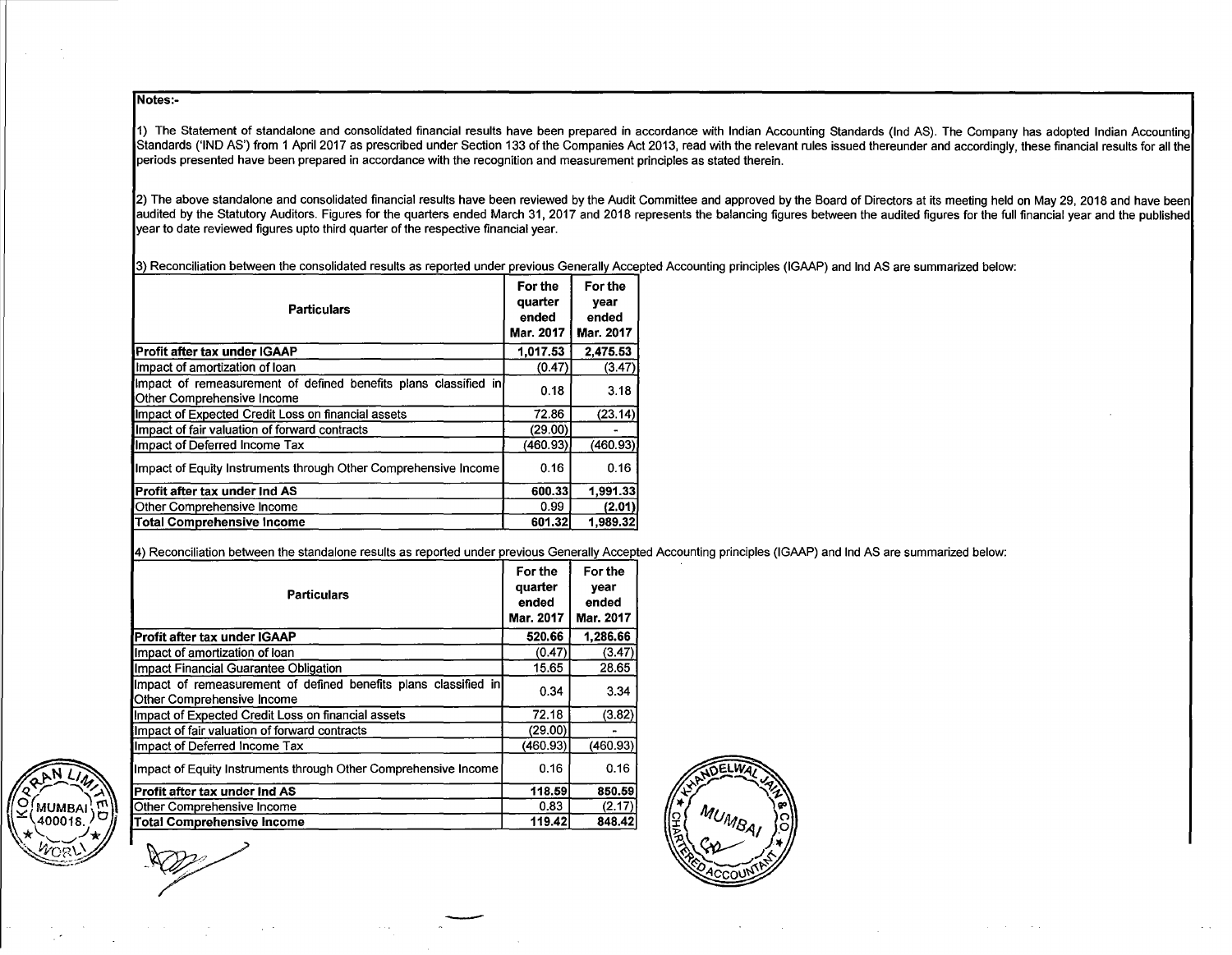**Notes:-**

1) The Statement of standalone and consolidated financial results have been prepared in accordance with Indian Accounting Standards (Ind AS). The Company has adopted Indian Accounting Standards ('IND AS') from 1 April 2017 as prescribed under Section 133 of the Companies Act 2013, read with the relevant rules issued thereunder and accordingly, these financial results for all the periods presented have been prepared in accordance with the recognition and measurement principles as stated therein.

2) The above standalone and consolidated financial results have been reviewed by the Audit Committee and approved by the Board of Directors at its meeting held on May 29, 2018 and have been audited by the Statutory Auditors. Figures for the quarters ended March 31, 2017 and 2018 represents the balancing figures between the audited figures for the full financial year and the published year to date reviewed figures upto third quarter of the respective financial year.

3) Reconciliation between the consolidated results as reported under previous Generally Accepted Accounting principles (IGAAP) and Ind AS are summarized below:

| Particulars | For the quarter ended Mar. 2017 | For the year ended Mar. 2017 |
|---|---|---|
| **Profit after tax under IGAAP** | 1,017.53 | 2,475.53 |
| Impact of amortization of loan | (0.47) | (3.47) |
| Impact of remeasurement of defined benefits plans classified in Other Comprehensive Income | 0.18 | 3.18 |
| Impact of Expected Credit Loss on financial assets | 72.86 | (23.14) |
| Impact of fair valuation of forward contracts | (29.00) | - |
| Impact of Deferred Income Tax | (460.93) | (460.93) |
| Impact of Equity Instruments through Other Comprehensive Income | 0.16 | 0.16 |
| **Profit after tax under Ind AS** | 600.33 | 1,991.33 |
| Other Comprehensive Income | 0.99 | (2.01) |
| **Total Comprehensive Income** | 601.32 | 1,989.32 |

4) Reconciliation between the standalone results as reported under previous Generally Accepted Accounting principles (IGAAP) and Ind AS are summarized below:

| Particulars | For the quarter ended Mar. 2017 | For the year ended Mar. 2017 |
|---|---|---|
| **Profit after tax under IGAAP** | 520.66 | 1,286.66 |
| Impact of amortization of loan | (0.47) | (3.47) |
| Impact Financial Guarantee Obligation | 15.65 | 28.65 |
| Impact of remeasurement of defined benefits plans classified in Other Comprehensive Income | 0.34 | 3.34 |
| Impact of Expected Credit Loss on financial assets | 72.18 | (3.82) |
| Impact of fair valuation of forward contracts | (29.00) | - |
| Impact of Deferred Income Tax | (460.93) | (460.93) |
| Impact of Equity Instruments through Other Comprehensive Income | 0.16 | 0.16 |
| **Profit after tax under Ind AS** | 118.59 | 850.59 |
| Other Comprehensive Income | 0.83 | (2.17) |
| **Total Comprehensive Income** | 119.42 | 848.42 |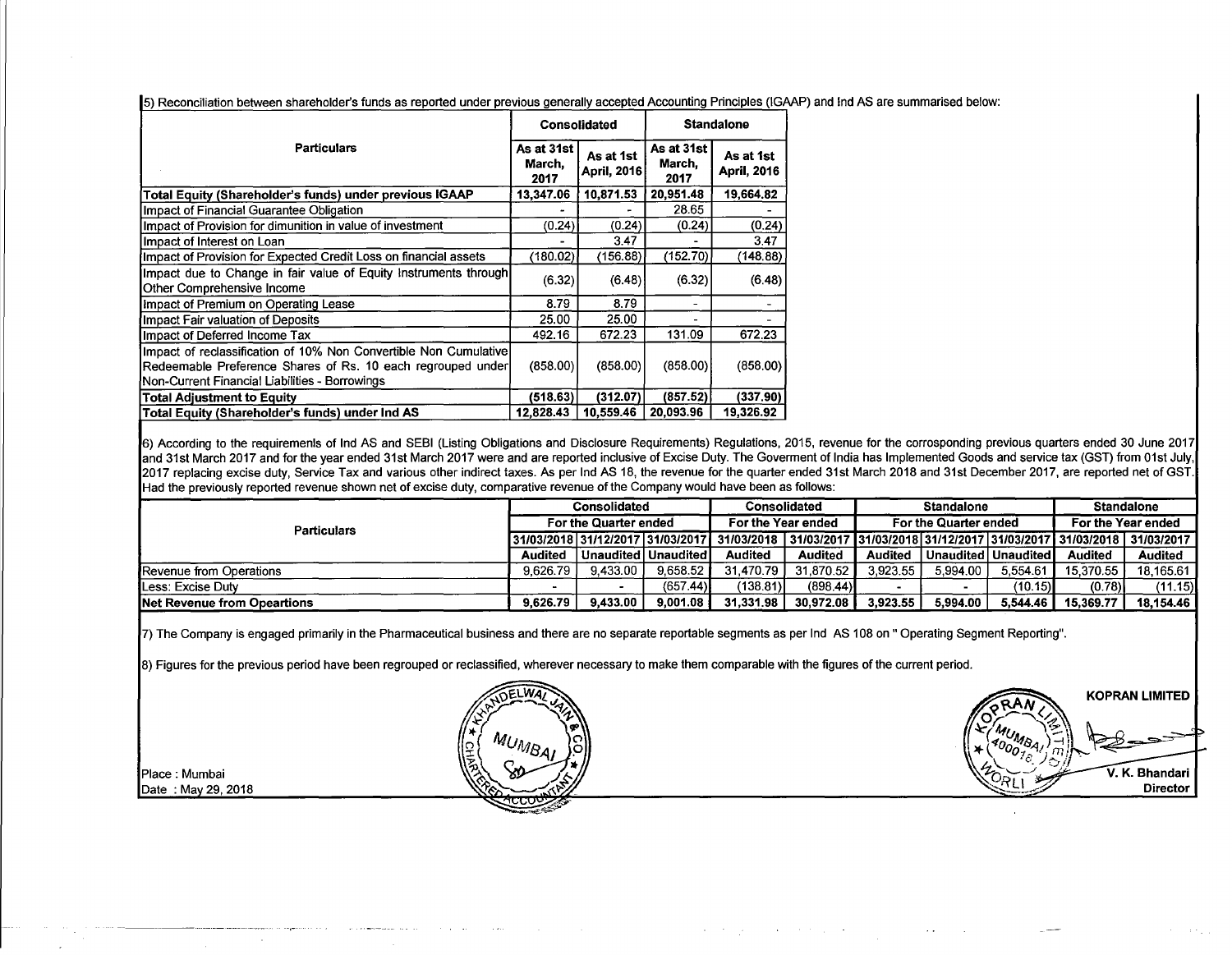5) Reconciliation between shareholder's funds as reported under previous generally accepted Accounting Principles (IGAAP) and Ind AS are summarised below:

| Particulars | Consolidated | | Standalone | |
|---|---|---|---|---|
| | As at 31st March, 2017 | As at 1st April, 2016 | As at 31st March, 2017 | As at 1st April, 2016 |
| Total Equity (Shareholder's funds) under previous IGAAP | 13,347.06 | 10,871.53 | 20,951.48 | 19,664.82 |
| Impact of Financial Guarantee Obligation | - | - | 28.65 | - |
| Impact of Provision for dimunition in value of investment | (0.24) | (0.24) | (0.24) | (0.24) |
| Impact of Interest on Loan | - | 3.47 | - | 3.47 |
| Impact of Provision for Expected Credit Loss on financial assets | (180.02) | (156.88) | (152.70) | (148.88) |
| Impact due to Change in fair value of Equity Instruments through Other Comprehensive Income | (6.32) | (6.48) | (6.32) | (6.48) |
| Impact of Premium on Operating Lease | 8.79 | 8.79 | - | - |
| Impact Fair valuation of Deposits | 25.00 | 25.00 | - | - |
| Impact of Deferred Income Tax | 492.16 | 672.23 | 131.09 | 672.23 |
| Impact of reclassification of 10% Non Convertible Non Cumulative Redeemable Preference Shares of Rs. 10 each regrouped under Non-Current Financial Liabilities - Borrowings | (858.00) | (858.00) | (858.00) | (858.00) |
| **Total Adjustment to Equity** | **(518.63)** | **(312.07)** | **(857.52)** | **(337.90)** |
| **Total Equity (Shareholder's funds) under Ind AS** | **12,828.43** | **10,559.46** | **20,093.96** | **19,326.92** |

6) According to the requirements of Ind AS and SEBI (Listing Obligations and Disclosure Requirements) Regulations, 2015, revenue for the corrosponding previous quarters ended 30 June 2017 and 31st March 2017 and for the year ended 31st March 2017 were and are reported inclusive of Excise Duty. The Goverment of India has Implemented Goods and service tax (GST) from 01st July, 2017 replacing excise duty, Service Tax and various other indirect taxes. As per Ind AS 18, the revenue for the quarter ended 31st March 2018 and 31st December 2017, are reported net of GST. Had the previously reported revenue shown net of excise duty, comparative revenue of the Company would have been as follows:

| Particulars | Consolidated | | | Consolidated | | Standalone | | | Standalone | |
|---|---|---|---|---|---|---|---|---|---|---|
| | For the Quarter ended | | | For the Year ended | | For the Quarter ended | | | For the Year ended | |
| | 31/03/2018 | 31/12/2017 | 31/03/2017 | 31/03/2018 | 31/03/2017 | 31/03/2018 | 31/12/2017 | 31/03/2017 | 31/03/2018 | 31/03/2017 |
| | Audited | Unaudited | Unaudited | Audited | Audited | Audited | Unaudited | Unaudited | Audited | Audited |
| Revenue from Operations | 9,626.79 | 9,433.00 | 9,658.52 | 31,470.79 | 31,870.52 | 3,923.55 | 5,994.00 | 5,554.61 | 15,370.55 | 18,165.61 |
| Less: Excise Duty | - | - | (657.44) | (138.81) | (898.44) | - | - | (10.15) | (0.78) | (11.15) |
| **Net Revenue from Opeartions** | **9,626.79** | **9,433.00** | **9,001.08** | **31,331.98** | **30,972.08** | **3,923.55** | **5,994.00** | **5,544.46** | **15,369.77** | **18,154.46** |

7) The Company is engaged primarily in the Pharmaceutical business and there are no separate reportable segments as per Ind AS 108 on " Operating Segment Reporting".

8) Figures for the previous period have been regrouped or reclassified, wherever necessary to make them comparable with the figures of the current period.

Place : Mumbai
Date : May 29, 2018

**KOPRAN LIMITED**

**V. K. Bhandari**
**Director**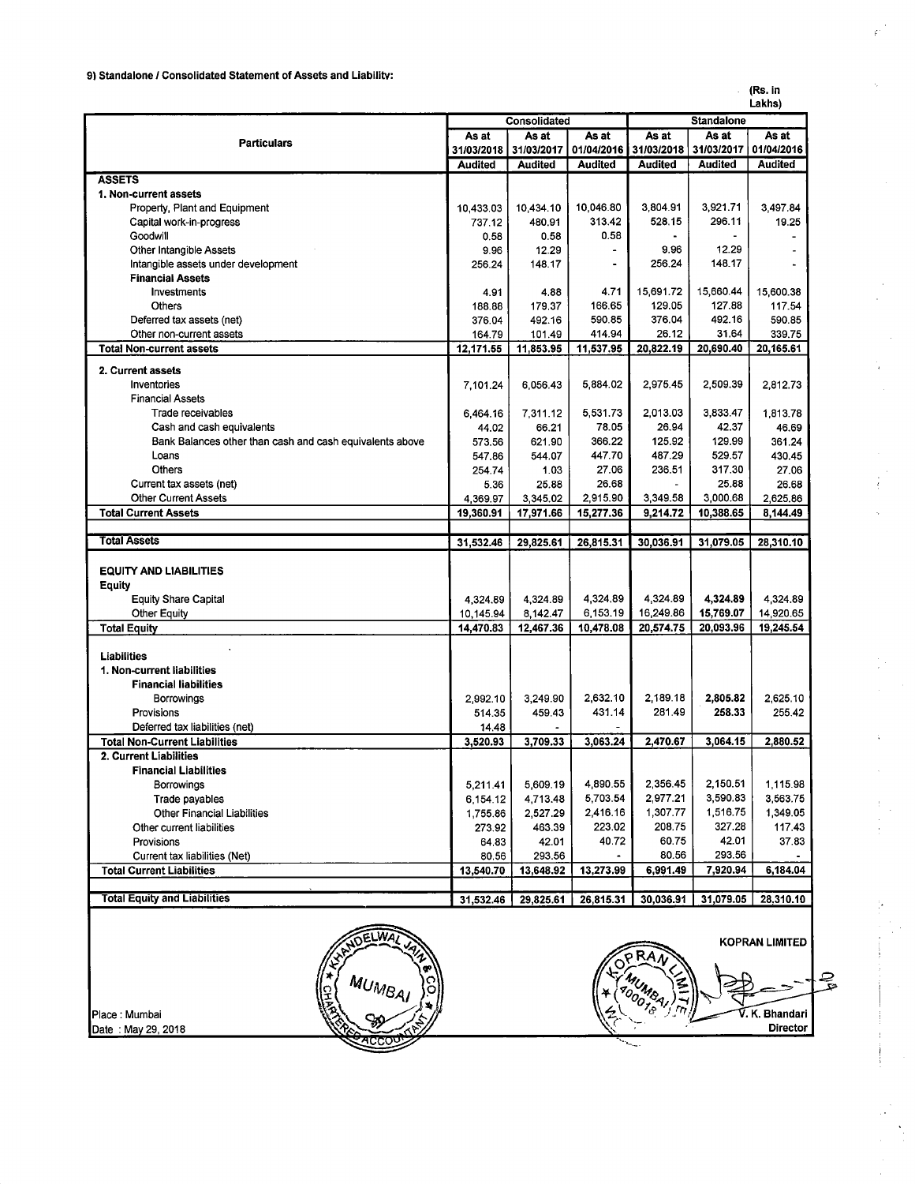9) Standalone / Consolidated Statement of Assets and Liability:

(Rs. in Lakhs)

| Particulars | Consolidated | | | Standalone | | |
|---|---|---|---|---|---|---|
| | As at 31/03/2018 | As at 31/03/2017 | As at 01/04/2016 | As at 31/03/2018 | As at 31/03/2017 | As at 01/04/2016 |
| | Audited | Audited | Audited | Audited | Audited | Audited |
| **ASSETS** | | | | | | |
| **1. Non-current assets** | | | | | | |
| Property, Plant and Equipment | 10,433.03 | 10,434.10 | 10,046.80 | 3,804.91 | 3,921.71 | 3,497.84 |
| Capital work-in-progress | 737.12 | 480.91 | 313.42 | 528.15 | 296.11 | 19.25 |
| Goodwill | 0.58 | 0.58 | 0.58 | - | - | - |
| Other Intangible Assets | 9.96 | 12.29 | - | 9.96 | 12.29 | - |
| Intangible assets under development | 256.24 | 148.17 | - | 256.24 | 148.17 | - |
| **Financial Assets** | | | | | | |
| Investments | 4.91 | 4.88 | 4.71 | 15,691.72 | 15,660.44 | 15,600.38 |
| Others | 188.88 | 179.37 | 166.65 | 129.05 | 127.88 | 117.54 |
| Deferred tax assets (net) | 376.04 | 492.16 | 590.85 | 376.04 | 492.16 | 590.85 |
| Other non-current assets | 164.79 | 101.49 | 414.94 | 26.12 | 31.64 | 339.75 |
| **Total Non-current assets** | **12,171.55** | **11,853.95** | **11,537.95** | **20,822.19** | **20,690.40** | **20,165.61** |
| **2. Current assets** | | | | | | |
| Inventories | 7,101.24 | 6,056.43 | 5,884.02 | 2,975.45 | 2,509.39 | 2,812.73 |
| Financial Assets | | | | | | |
| Trade receivables | 6,464.16 | 7,311.12 | 5,531.73 | 2,013.03 | 3,833.47 | 1,813.78 |
| Cash and cash equivalents | 44.02 | 66.21 | 78.05 | 26.94 | 42.37 | 46.69 |
| Bank Balances other than cash and cash equivalents above | 573.56 | 621.90 | 366.22 | 125.92 | 129.99 | 361.24 |
| Loans | 547.86 | 544.07 | 447.70 | 487.29 | 529.57 | 430.45 |
| Others | 254.74 | 1.03 | 27.06 | 236.51 | 317.30 | 27.06 |
| Current tax assets (net) | 5.36 | 25.88 | 26.68 | - | 25.88 | 26.68 |
| Other Current Assets | 4,369.97 | 3,345.02 | 2,915.90 | 3,349.58 | 3,000.68 | 2,625.86 |
| **Total Current Assets** | **19,360.91** | **17,971.66** | **15,277.36** | **9,214.72** | **10,388.65** | **8,144.49** |
| **Total Assets** | **31,532.46** | **29,825.61** | **26,815.31** | **30,036.91** | **31,079.05** | **28,310.10** |
| **EQUITY AND LIABILITIES** | | | | | | |
| **Equity** | | | | | | |
| Equity Share Capital | 4,324.89 | 4,324.89 | 4,324.89 | 4,324.89 | 4,324.89 | 4,324.89 |
| Other Equity | 10,145.94 | 8,142.47 | 6,153.19 | 16,249.86 | 15,769.07 | 14,920.65 |
| **Total Equity** | **14,470.83** | **12,467.36** | **10,478.08** | **20,574.75** | **20,093.96** | **19,245.54** |
| **Liabilities** | | | | | | |
| **1. Non-current liabilities** | | | | | | |
| **Financial liabilities** | | | | | | |
| Borrowings | 2,992.10 | 3,249.90 | 2,632.10 | 2,189.18 | 2,805.82 | 2,625.10 |
| Provisions | 514.35 | 459.43 | 431.14 | 281.49 | 258.33 | 255.42 |
| Deferred tax liabilities (net) | 14.48 | - | - | | | |
| **Total Non-Current Liabilities** | **3,520.93** | **3,709.33** | **3,063.24** | **2,470.67** | **3,064.15** | **2,880.52** |
| **2. Current Liabilities** | | | | | | |
| **Financial Liabilities** | | | | | | |
| Borrowings | 5,211.41 | 5,609.19 | 4,890.55 | 2,356.45 | 2,150.51 | 1,115.98 |
| Trade payables | 6,154.12 | 4,713.48 | 5,703.54 | 2,977.21 | 3,590.83 | 3,563.75 |
| Other Financial Liabilities | 1,755.86 | 2,527.29 | 2,416.16 | 1,307.77 | 1,516.75 | 1,349.05 |
| Other current liabilities | 273.92 | 463.39 | 223.02 | 208.75 | 327.28 | 117.43 |
| Provisions | 64.83 | 42.01 | 40.72 | 60.75 | 42.01 | 37.83 |
| Current tax liabilities (Net) | 80.56 | 293.56 | - | 80.56 | 293.56 | - |
| **Total Current Liabilities** | **13,540.70** | **13,648.92** | **13,273.99** | **6,991.49** | **7,920.94** | **6,184.04** |
| **Total Equity and Liabilities** | **31,532.46** | **29,825.61** | **26,815.31** | **30,036.91** | **31,079.05** | **28,310.10** |

Place : Mumbai
Date : May 29, 2018

**KOPRAN LIMITED**

V. K. Bhandari
Director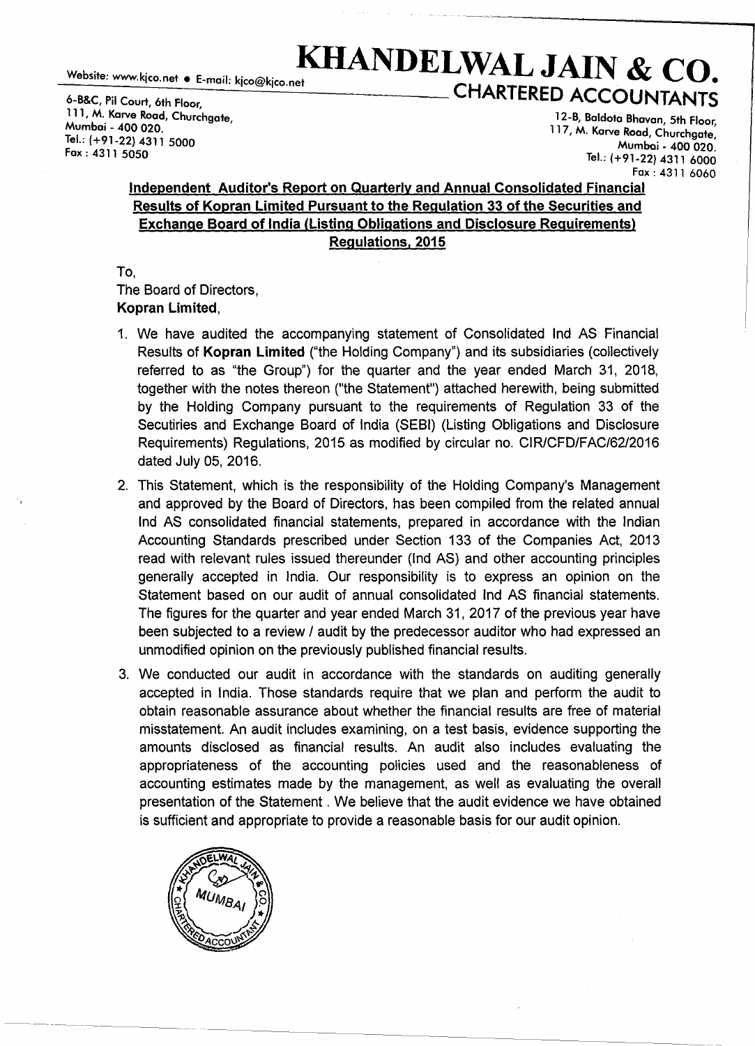# KHANDELWAL JAIN & CO.

## CHARTERED ACCOUNTANTS

Website: www.kjco.net • E-mail: kjco@kjco.net

6-B&C, Pil Court, 6th Floor,
111, M. Karve Road, Churchgate,
Mumbai - 400 020.
Tel.: (+91-22) 4311 5000
Fax : 4311 5050

12-B, Baldota Bhavan, 5th Floor,
117, M. Karve Road, Churchgate,
Mumbai - 400 020.
Tel.: (+91-22) 4311 6000
Fax : 4311 6060

**Independent Auditor's Report on Quarterly and Annual Consolidated Financial Results of Kopran Limited Pursuant to the Regulation 33 of the Securities and Exchange Board of India (Listing Obligations and Disclosure Requirements) Regulations, 2015**

To,
The Board of Directors,
**Kopran Limited,**

1. We have audited the accompanying statement of Consolidated Ind AS Financial Results of **Kopran Limited** ("the Holding Company") and its subsidiaries (collectively referred to as "the Group") for the quarter and the year ended March 31, 2018, together with the notes thereon ("the Statement") attached herewith, being submitted by the Holding Company pursuant to the requirements of Regulation 33 of the Secutiries and Exchange Board of India (SEBI) (Listing Obligations and Disclosure Requirements) Regulations, 2015 as modified by circular no. CIR/CFD/FAC/62/2016 dated July 05, 2016.

2. This Statement, which is the responsibility of the Holding Company's Management and approved by the Board of Directors, has been compiled from the related annual Ind AS consolidated financial statements, prepared in accordance with the Indian Accounting Standards prescribed under Section 133 of the Companies Act, 2013 read with relevant rules issued thereunder (Ind AS) and other accounting principles generally accepted in India. Our responsibility is to express an opinion on the Statement based on our audit of annual consolidated Ind AS financial statements. The figures for the quarter and year ended March 31, 2017 of the previous year have been subjected to a review / audit by the predecessor auditor who had expressed an unmodified opinion on the previously published financial results.

3. We conducted our audit in accordance with the standards on auditing generally accepted in India. Those standards require that we plan and perform the audit to obtain reasonable assurance about whether the financial results are free of material misstatement. An audit includes examining, on a test basis, evidence supporting the amounts disclosed as financial results. An audit also includes evaluating the appropriateness of the accounting policies used and the reasonableness of accounting estimates made by the management, as well as evaluating the overall presentation of the Statement . We believe that the audit evidence we have obtained is sufficient and appropriate to provide a reasonable basis for our audit opinion.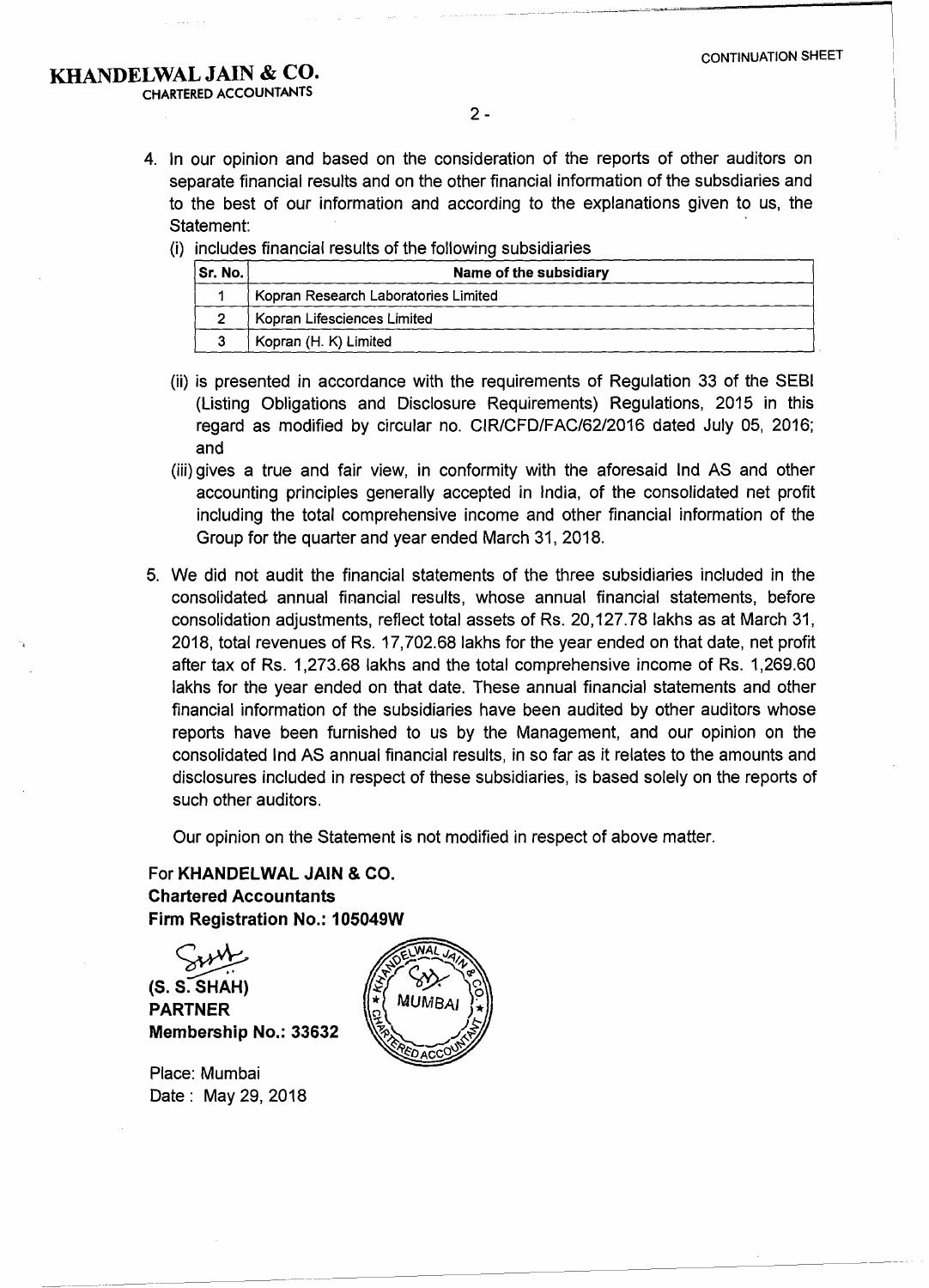**KHANDELWAL JAIN & CO.**
CHARTERED ACCOUNTANTS

CONTINUATION SHEET

4. In our opinion and based on the consideration of the reports of other auditors on separate financial results and on the other financial information of the subsdiaries and to the best of our information and according to the explanations given to us, the Statement:

   (i) includes financial results of the following subsidiaries

| Sr. No. | Name of the subsidiary |
|---|---|
| 1 | Kopran Research Laboratories Limited |
| 2 | Kopran Lifesciences Limited |
| 3 | Kopran (H. K) Limited |

   (ii) is presented in accordance with the requirements of Regulation 33 of the SEBI (Listing Obligations and Disclosure Requirements) Regulations, 2015 in this regard as modified by circular no. CIR/CFD/FAC/62/2016 dated July 05, 2016; and

   (iii) gives a true and fair view, in conformity with the aforesaid Ind AS and other accounting principles generally accepted in India, of the consolidated net profit including the total comprehensive income and other financial information of the Group for the quarter and year ended March 31, 2018.

5. We did not audit the financial statements of the three subsidiaries included in the consolidated annual financial results, whose annual financial statements, before consolidation adjustments, reflect total assets of Rs. 20,127.78 lakhs as at March 31, 2018, total revenues of Rs. 17,702.68 lakhs for the year ended on that date, net profit after tax of Rs. 1,273.68 lakhs and the total comprehensive income of Rs. 1,269.60 lakhs for the year ended on that date. These annual financial statements and other financial information of the subsidiaries have been audited by other auditors whose reports have been furnished to us by the Management, and our opinion on the consolidated Ind AS annual financial results, in so far as it relates to the amounts and disclosures included in respect of these subsidiaries, is based solely on the reports of such other auditors.

   Our opinion on the Statement is not modified in respect of above matter.

For **KHANDELWAL JAIN & CO.**
**Chartered Accountants**
**Firm Registration No.: 105049W**

**(S. S. SHAH)**
**PARTNER**
**Membership No.: 33632**

Place: Mumbai
Date : May 29, 2018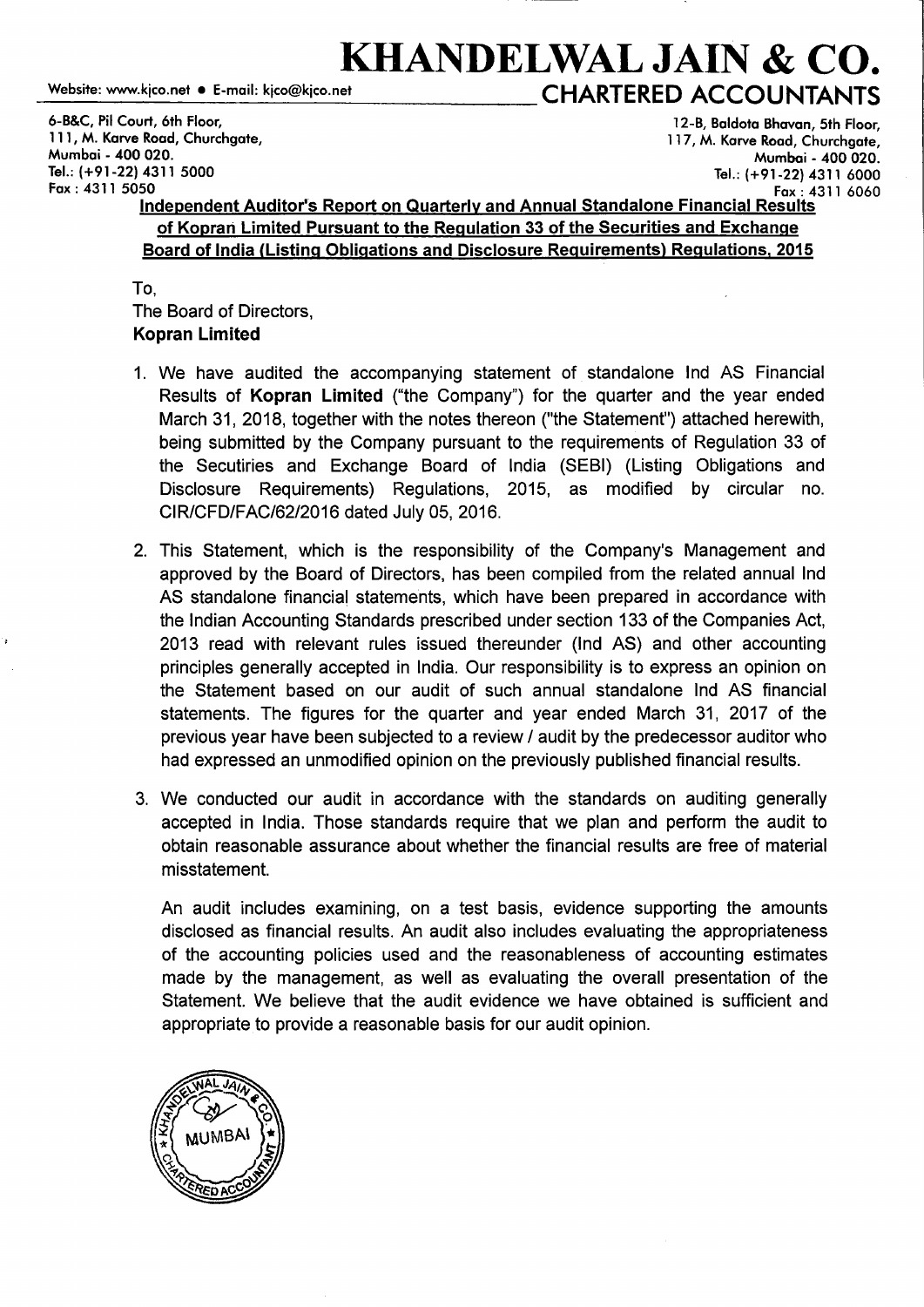# KHANDELWAL JAIN & CO.

Website: www.kjco.net • E-mail: kjco@kjco.net

## CHARTERED ACCOUNTANTS

6-B&C, Pil Court, 6th Floor,
111, M. Karve Road, Churchgate,
Mumbai - 400 020.
Tel.: (+91-22) 4311 5000
Fax : 4311 5050

12-B, Baldota Bhavan, 5th Floor,
117, M. Karve Road, Churchgate,
Mumbai - 400 020.
Tel.: (+91-22) 4311 6000
Fax : 4311 6060

**Independent Auditor's Report on Quarterly and Annual Standalone Financial Results of Kopran Limited Pursuant to the Regulation 33 of the Securities and Exchange Board of India (Listing Obligations and Disclosure Requirements) Regulations, 2015**

To,
The Board of Directors,
**Kopran Limited**

1. We have audited the accompanying statement of standalone Ind AS Financial Results of **Kopran Limited** ("the Company") for the quarter and the year ended March 31, 2018, together with the notes thereon ("the Statement") attached herewith, being submitted by the Company pursuant to the requirements of Regulation 33 of the Secutiries and Exchange Board of India (SEBI) (Listing Obligations and Disclosure Requirements) Regulations, 2015, as modified by circular no. CIR/CFD/FAC/62/2016 dated July 05, 2016.

2. This Statement, which is the responsibility of the Company's Management and approved by the Board of Directors, has been compiled from the related annual Ind AS standalone financial statements, which have been prepared in accordance with the Indian Accounting Standards prescribed under section 133 of the Companies Act, 2013 read with relevant rules issued thereunder (Ind AS) and other accounting principles generally accepted in India. Our responsibility is to express an opinion on the Statement based on our audit of such annual standalone Ind AS financial statements. The figures for the quarter and year ended March 31, 2017 of the previous year have been subjected to a review / audit by the predecessor auditor who had expressed an unmodified opinion on the previously published financial results.

3. We conducted our audit in accordance with the standards on auditing generally accepted in India. Those standards require that we plan and perform the audit to obtain reasonable assurance about whether the financial results are free of material misstatement.

   An audit includes examining, on a test basis, evidence supporting the amounts disclosed as financial results. An audit also includes evaluating the appropriateness of the accounting policies used and the reasonableness of accounting estimates made by the management, as well as evaluating the overall presentation of the Statement. We believe that the audit evidence we have obtained is sufficient and appropriate to provide a reasonable basis for our audit opinion.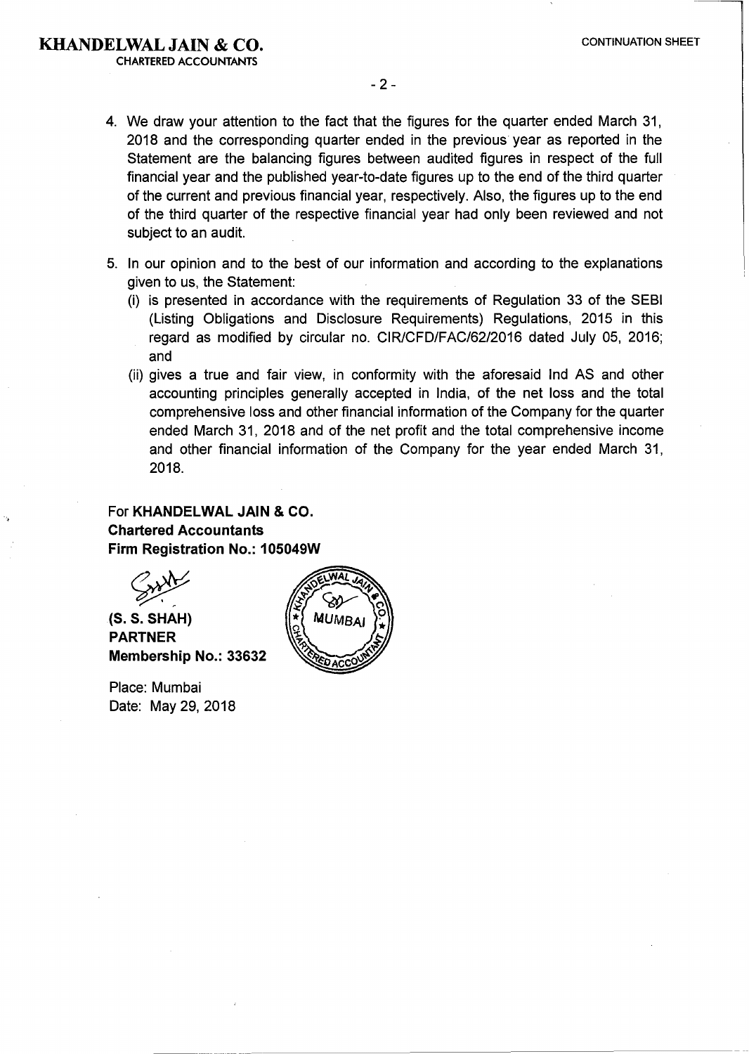4. We draw your attention to the fact that the figures for the quarter ended March 31, 2018 and the corresponding quarter ended in the previous year as reported in the Statement are the balancing figures between audited figures in respect of the full financial year and the published year-to-date figures up to the end of the third quarter of the current and previous financial year, respectively. Also, the figures up to the end of the third quarter of the respective financial year had only been reviewed and not subject to an audit.

5. In our opinion and to the best of our information and according to the explanations given to us, the Statement:
   (i) is presented in accordance with the requirements of Regulation 33 of the SEBI (Listing Obligations and Disclosure Requirements) Regulations, 2015 in this regard as modified by circular no. CIR/CFD/FAC/62/2016 dated July 05, 2016; and
   (ii) gives a true and fair view, in conformity with the aforesaid Ind AS and other accounting principles generally accepted in India, of the net loss and the total comprehensive loss and other financial information of the Company for the quarter ended March 31, 2018 and of the net profit and the total comprehensive income and other financial information of the Company for the year ended March 31, 2018.

For **KHANDELWAL JAIN & CO.**
**Chartered Accountants**
**Firm Registration No.: 105049W**

**(S. S. SHAH)**
**PARTNER**
**Membership No.: 33632**

Place: Mumbai
Date: May 29, 2018